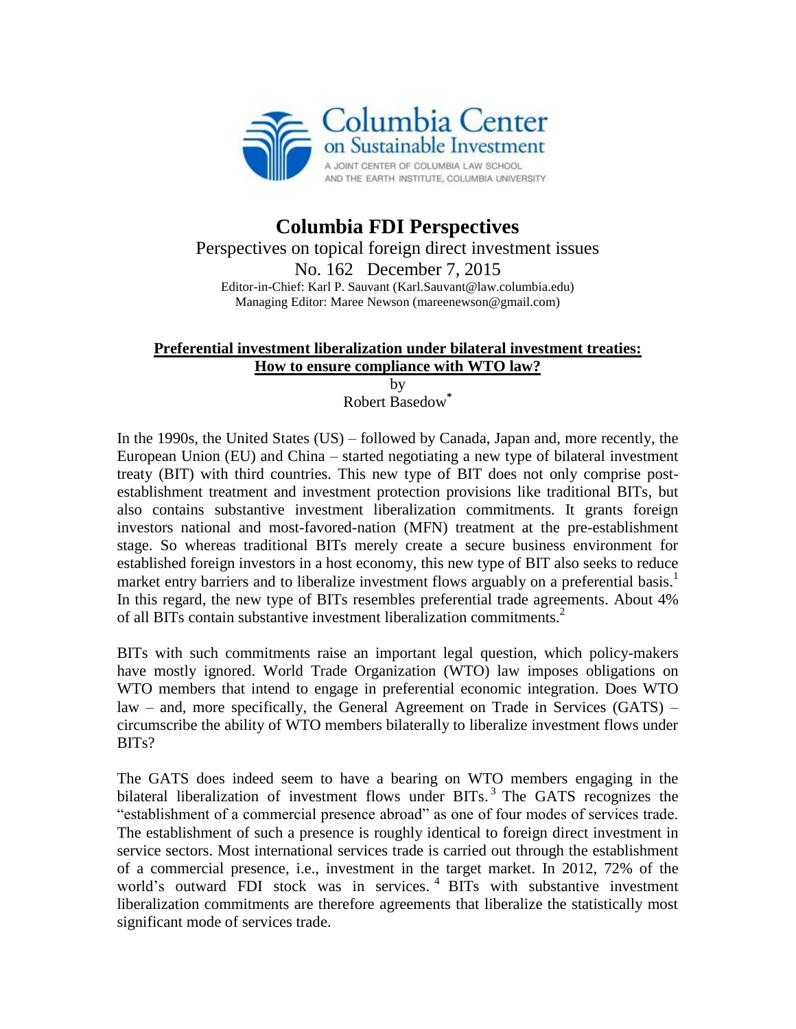Columbia Center on Sustainable Investment

A JOINT CENTER OF COLUMBIA LAW SCHOOL AND THE EARTH INSTITUTE, COLUMBIA UNIVERSITY

# Columbia FDI Perspectives

Perspectives on topical foreign direct investment issues

No. 162 December 7, 2015

Editor-in-Chief: Karl P. Sauvant (Karl.Sauvant@law.columbia.edu)
Managing Editor: Maree Newson (mareenewson@gmail.com)

## Preferential investment liberalization under bilateral investment treaties: How to ensure compliance with WTO law?

by
Robert Basedow[*]

In the 1990s, the United States (US) – followed by Canada, Japan and, more recently, the European Union (EU) and China – started negotiating a new type of bilateral investment treaty (BIT) with third countries. This new type of BIT does not only comprise post-establishment treatment and investment protection provisions like traditional BITs, but also contains substantive investment liberalization commitments. It grants foreign investors national and most-favored-nation (MFN) treatment at the pre-establishment stage. So whereas traditional BITs merely create a secure business environment for established foreign investors in a host economy, this new type of BIT also seeks to reduce market entry barriers and to liberalize investment flows arguably on a preferential basis.[1] In this regard, the new type of BITs resembles preferential trade agreements. About 4% of all BITs contain substantive investment liberalization commitments.[2]

BITs with such commitments raise an important legal question, which policy-makers have mostly ignored. World Trade Organization (WTO) law imposes obligations on WTO members that intend to engage in preferential economic integration. Does WTO law – and, more specifically, the General Agreement on Trade in Services (GATS) – circumscribe the ability of WTO members bilaterally to liberalize investment flows under BITs?

The GATS does indeed seem to have a bearing on WTO members engaging in the bilateral liberalization of investment flows under BITs.[3] The GATS recognizes the "establishment of a commercial presence abroad" as one of four modes of services trade. The establishment of such a presence is roughly identical to foreign direct investment in service sectors. Most international services trade is carried out through the establishment of a commercial presence, i.e., investment in the target market. In 2012, 72% of the world's outward FDI stock was in services.[4] BITs with substantive investment liberalization commitments are therefore agreements that liberalize the statistically most significant mode of services trade.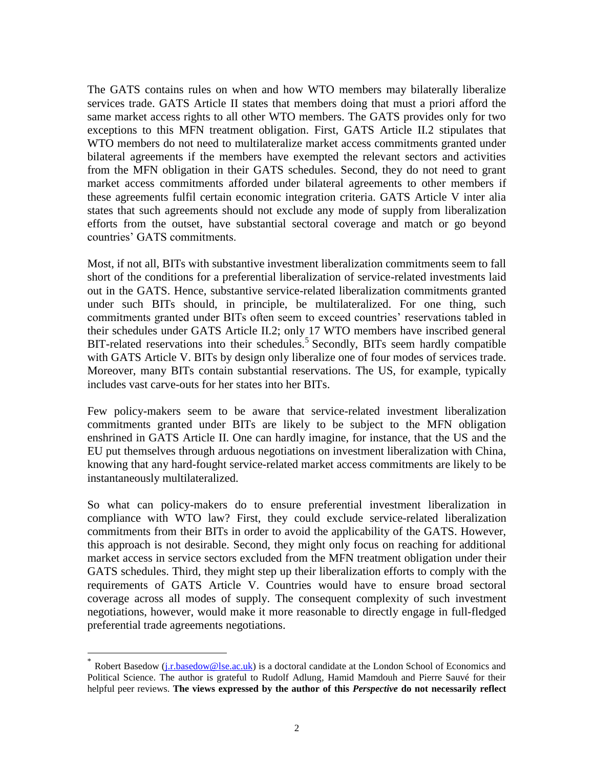The GATS contains rules on when and how WTO members may bilaterally liberalize services trade. GATS Article II states that members doing that must a priori afford the same market access rights to all other WTO members. The GATS provides only for two exceptions to this MFN treatment obligation. First, GATS Article II.2 stipulates that WTO members do not need to multilateralize market access commitments granted under bilateral agreements if the members have exempted the relevant sectors and activities from the MFN obligation in their GATS schedules. Second, they do not need to grant market access commitments afforded under bilateral agreements to other members if these agreements fulfil certain economic integration criteria. GATS Article V inter alia states that such agreements should not exclude any mode of supply from liberalization efforts from the outset, have substantial sectoral coverage and match or go beyond countries' GATS commitments.

Most, if not all, BITs with substantive investment liberalization commitments seem to fall short of the conditions for a preferential liberalization of service-related investments laid out in the GATS. Hence, substantive service-related liberalization commitments granted under such BITs should, in principle, be multilateralized. For one thing, such commitments granted under BITs often seem to exceed countries' reservations tabled in their schedules under GATS Article II.2; only 17 WTO members have inscribed general BIT-related reservations into their schedules.[5] Secondly, BITs seem hardly compatible with GATS Article V. BITs by design only liberalize one of four modes of services trade. Moreover, many BITs contain substantial reservations. The US, for example, typically includes vast carve-outs for her states into her BITs.

Few policy-makers seem to be aware that service-related investment liberalization commitments granted under BITs are likely to be subject to the MFN obligation enshrined in GATS Article II. One can hardly imagine, for instance, that the US and the EU put themselves through arduous negotiations on investment liberalization with China, knowing that any hard-fought service-related market access commitments are likely to be instantaneously multilateralized.

So what can policy-makers do to ensure preferential investment liberalization in compliance with WTO law? First, they could exclude service-related liberalization commitments from their BITs in order to avoid the applicability of the GATS. However, this approach is not desirable. Second, they might only focus on reaching for additional market access in service sectors excluded from the MFN treatment obligation under their GATS schedules. Third, they might step up their liberalization efforts to comply with the requirements of GATS Article V. Countries would have to ensure broad sectoral coverage across all modes of supply. The consequent complexity of such investment negotiations, however, would make it more reasonable to directly engage in full-fledged preferential trade agreements negotiations.

---

[*] Robert Basedow (j.r.basedow@lse.ac.uk) is a doctoral candidate at the London School of Economics and Political Science. The author is grateful to Rudolf Adlung, Hamid Mamdouh and Pierre Sauvé for their helpful peer reviews. **The views expressed by the author of this *Perspective* do not necessarily reflect**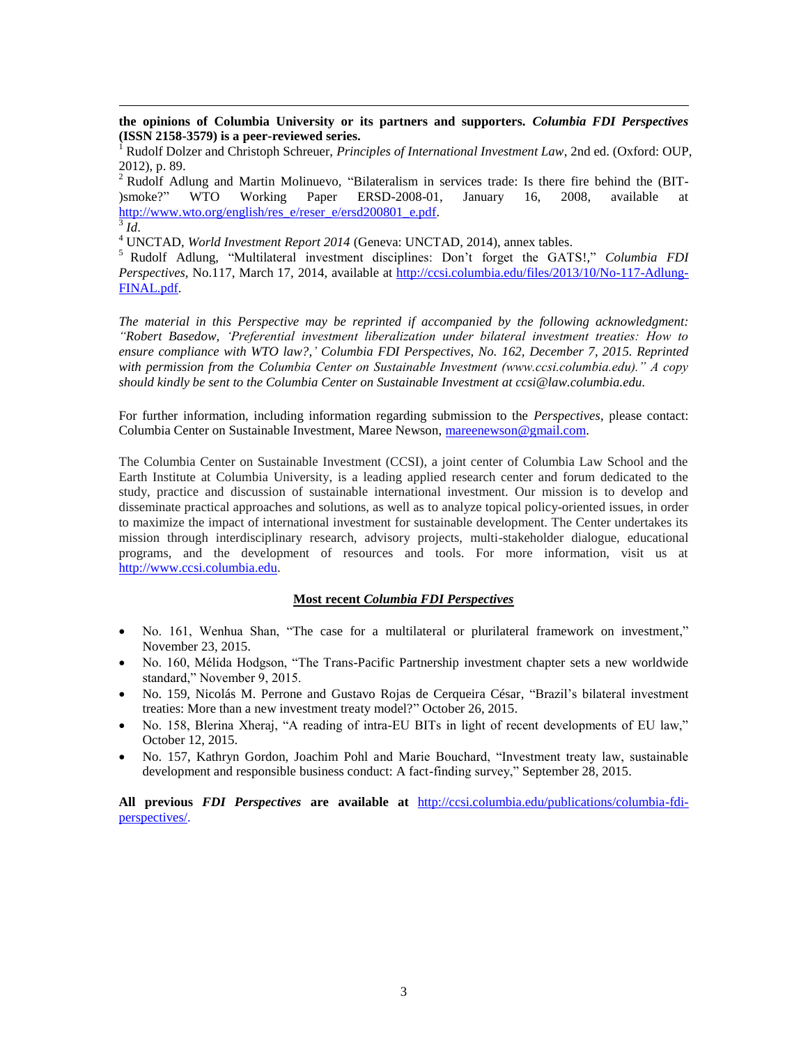**the opinions of Columbia University or its partners and supporters. *Columbia FDI Perspectives* (ISSN 2158-3579) is a peer-reviewed series.**

[1] Rudolf Dolzer and Christoph Schreuer, *Principles of International Investment Law*, 2nd ed. (Oxford: OUP, 2012), p. 89.

[2] Rudolf Adlung and Martin Molinuevo, "Bilateralism in services trade: Is there fire behind the (BIT-)smoke?" WTO Working Paper ERSD-2008-01, January 16, 2008, available at http://www.wto.org/english/res_e/reser_e/ersd200801_e.pdf.

[3] *Id*.

[4] UNCTAD, *World Investment Report 2014* (Geneva: UNCTAD, 2014), annex tables.

[5] Rudolf Adlung, "Multilateral investment disciplines: Don't forget the GATS!," *Columbia FDI Perspectives*, No.117, March 17, 2014, available at http://ccsi.columbia.edu/files/2013/10/No-117-Adlung-FINAL.pdf.

*The material in this Perspective may be reprinted if accompanied by the following acknowledgment: "Robert Basedow, 'Preferential investment liberalization under bilateral investment treaties: How to ensure compliance with WTO law?,' Columbia FDI Perspectives, No. 162, December 7, 2015. Reprinted with permission from the Columbia Center on Sustainable Investment (www.ccsi.columbia.edu)." A copy should kindly be sent to the Columbia Center on Sustainable Investment at ccsi@law.columbia.edu.*

For further information, including information regarding submission to the *Perspectives*, please contact: Columbia Center on Sustainable Investment, Maree Newson, mareenewson@gmail.com.

The Columbia Center on Sustainable Investment (CCSI), a joint center of Columbia Law School and the Earth Institute at Columbia University, is a leading applied research center and forum dedicated to the study, practice and discussion of sustainable international investment. Our mission is to develop and disseminate practical approaches and solutions, as well as to analyze topical policy-oriented issues, in order to maximize the impact of international investment for sustainable development. The Center undertakes its mission through interdisciplinary research, advisory projects, multi-stakeholder dialogue, educational programs, and the development of resources and tools. For more information, visit us at http://www.ccsi.columbia.edu.

## Most recent *Columbia FDI Perspectives*

- No. 161, Wenhua Shan, "The case for a multilateral or plurilateral framework on investment," November 23, 2015.
- No. 160, Mélida Hodgson, "The Trans-Pacific Partnership investment chapter sets a new worldwide standard," November 9, 2015.
- No. 159, Nicolás M. Perrone and Gustavo Rojas de Cerqueira César, "Brazil's bilateral investment treaties: More than a new investment treaty model?" October 26, 2015.
- No. 158, Blerina Xheraj, "A reading of intra-EU BITs in light of recent developments of EU law," October 12, 2015.
- No. 157, Kathryn Gordon, Joachim Pohl and Marie Bouchard, "Investment treaty law, sustainable development and responsible business conduct: A fact-finding survey," September 28, 2015.

**All previous *FDI Perspectives* are available at** http://ccsi.columbia.edu/publications/columbia-fdi-perspectives/.